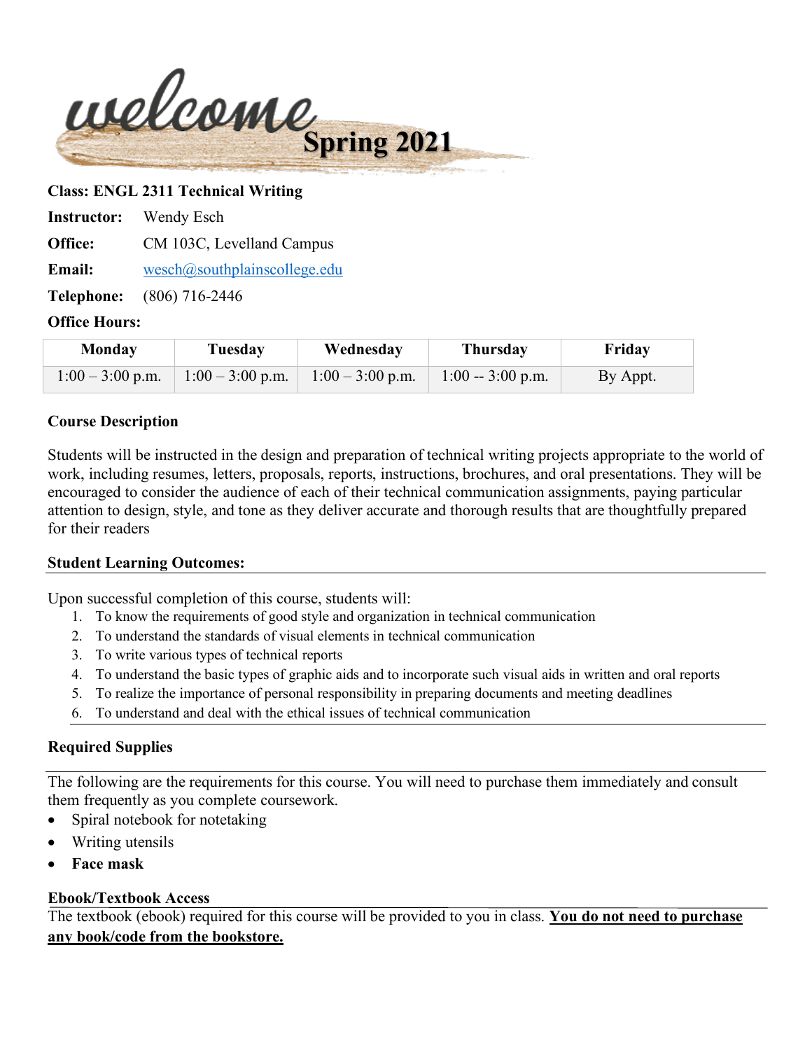# welcome Spring 2021

**Class: ENGL 2311 Technical Writing**

**Instructor:** Wendy Esch

**Office:** CM 103C, Levelland Campus

**Email:** wesch@southplainscollege.edu

**Telephone:** (806) 716-2446

**Office Hours:**

| Monday | Tuesday | Wednesday | Thursday | Friday |
|---|---|---|---|---|
| 1:00 – 3:00 p.m. | 1:00 – 3:00 p.m. | 1:00 – 3:00 p.m. | 1:00 -- 3:00 p.m. | By Appt. |

### Course Description

Students will be instructed in the design and preparation of technical writing projects appropriate to the world of work, including resumes, letters, proposals, reports, instructions, brochures, and oral presentations. They will be encouraged to consider the audience of each of their technical communication assignments, paying particular attention to design, style, and tone as they deliver accurate and thorough results that are thoughtfully prepared for their readers

### Student Learning Outcomes:

Upon successful completion of this course, students will:

1. To know the requirements of good style and organization in technical communication
2. To understand the standards of visual elements in technical communication
3. To write various types of technical reports
4. To understand the basic types of graphic aids and to incorporate such visual aids in written and oral reports
5. To realize the importance of personal responsibility in preparing documents and meeting deadlines
6. To understand and deal with the ethical issues of technical communication

### Required Supplies

The following are the requirements for this course. You will need to purchase them immediately and consult them frequently as you complete coursework.

- Spiral notebook for notetaking
- Writing utensils
- **Face mask**

### Ebook/Textbook Access

The textbook (ebook) required for this course will be provided to you in class. **You do not need to purchase any book/code from the bookstore.**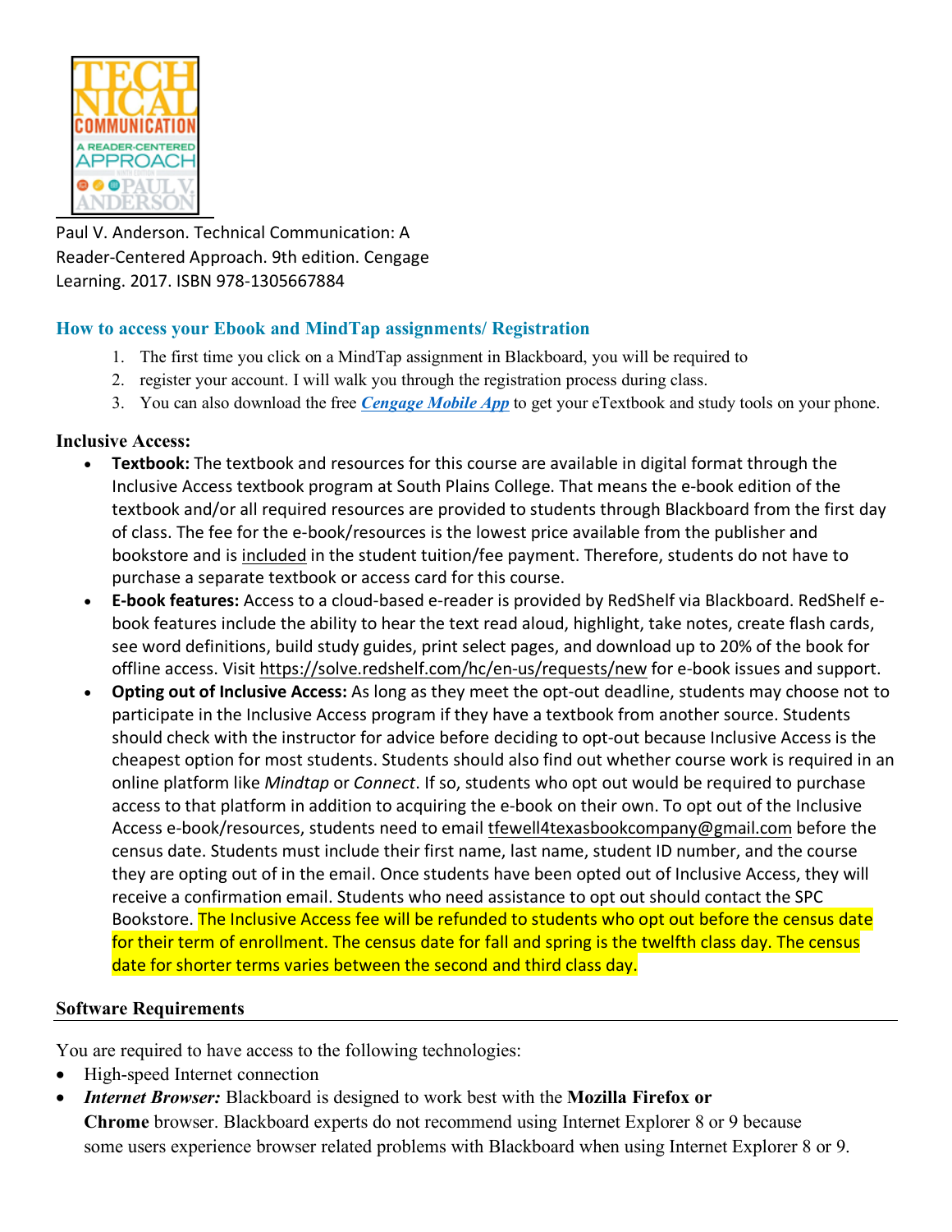Paul V. Anderson. Technical Communication: A Reader-Centered Approach. 9th edition. Cengage Learning. 2017. ISBN 978-1305667884

## How to access your Ebook and MindTap assignments/ Registration

1. The first time you click on a MindTap assignment in Blackboard, you will be required to
2. register your account. I will walk you through the registration process during class.
3. You can also download the free ***Cengage Mobile App*** to get your eTextbook and study tools on your phone.

**Inclusive Access:**

- **Textbook:** The textbook and resources for this course are available in digital format through the Inclusive Access textbook program at South Plains College. That means the e-book edition of the textbook and/or all required resources are provided to students through Blackboard from the first day of class. The fee for the e-book/resources is the lowest price available from the publisher and bookstore and is included in the student tuition/fee payment. Therefore, students do not have to purchase a separate textbook or access card for this course.
- **E-book features:** Access to a cloud-based e-reader is provided by RedShelf via Blackboard. RedShelf e-book features include the ability to hear the text read aloud, highlight, take notes, create flash cards, see word definitions, build study guides, print select pages, and download up to 20% of the book for offline access. Visit https://solve.redshelf.com/hc/en-us/requests/new for e-book issues and support.
- **Opting out of Inclusive Access:** As long as they meet the opt-out deadline, students may choose not to participate in the Inclusive Access program if they have a textbook from another source. Students should check with the instructor for advice before deciding to opt-out because Inclusive Access is the cheapest option for most students. Students should also find out whether course work is required in an online platform like *Mindtap* or *Connect*. If so, students who opt out would be required to purchase access to that platform in addition to acquiring the e-book on their own. To opt out of the Inclusive Access e-book/resources, students need to email tfewell4texasbookcompany@gmail.com before the census date. Students must include their first name, last name, student ID number, and the course they are opting out of in the email. Once students have been opted out of Inclusive Access, they will receive a confirmation email. Students who need assistance to opt out should contact the SPC Bookstore. The Inclusive Access fee will be refunded to students who opt out before the census date for their term of enrollment. The census date for fall and spring is the twelfth class day. The census date for shorter terms varies between the second and third class day.

## Software Requirements

You are required to have access to the following technologies:

- High-speed Internet connection
- ***Internet Browser:*** Blackboard is designed to work best with the **Mozilla Firefox or Chrome** browser. Blackboard experts do not recommend using Internet Explorer 8 or 9 because some users experience browser related problems with Blackboard when using Internet Explorer 8 or 9.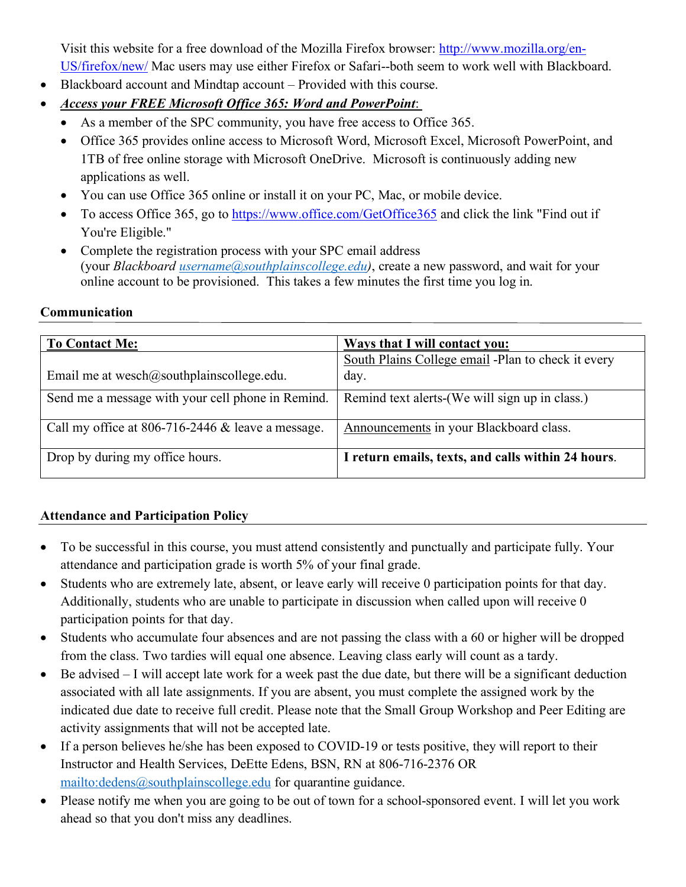Visit this website for a free download of the Mozilla Firefox browser: http://www.mozilla.org/en-US/firefox/new/ Mac users may use either Firefox or Safari--both seem to work well with Blackboard.

- Blackboard account and Mindtap account – Provided with this course.
- ***Access your FREE Microsoft Office 365: Word and PowerPoint***:
  - As a member of the SPC community, you have free access to Office 365.
  - Office 365 provides online access to Microsoft Word, Microsoft Excel, Microsoft PowerPoint, and 1TB of free online storage with Microsoft OneDrive. Microsoft is continuously adding new applications as well.
  - You can use Office 365 online or install it on your PC, Mac, or mobile device.
  - To access Office 365, go to https://www.office.com/GetOffice365 and click the link "Find out if You're Eligible."
  - Complete the registration process with your SPC email address (your *Blackboard username@southplainscollege.edu)*, create a new password, and wait for your online account to be provisioned. This takes a few minutes the first time you log in.

**Communication**

| To Contact Me: | Ways that I will contact you: |
|---|---|
| Email me at wesch@southplainscollege.edu. | South Plains College email -Plan to check it every day. |
| Send me a message with your cell phone in Remind. | Remind text alerts-(We will sign up in class.) |
| Call my office at 806-716-2446 & leave a message. | Announcements in your Blackboard class. |
| Drop by during my office hours. | **I return emails, texts, and calls within 24 hours**. |

**Attendance and Participation Policy**

- To be successful in this course, you must attend consistently and punctually and participate fully. Your attendance and participation grade is worth 5% of your final grade.
- Students who are extremely late, absent, or leave early will receive 0 participation points for that day. Additionally, students who are unable to participate in discussion when called upon will receive 0 participation points for that day.
- Students who accumulate four absences and are not passing the class with a 60 or higher will be dropped from the class. Two tardies will equal one absence. Leaving class early will count as a tardy.
- Be advised – I will accept late work for a week past the due date, but there will be a significant deduction associated with all late assignments. If you are absent, you must complete the assigned work by the indicated due date to receive full credit. Please note that the Small Group Workshop and Peer Editing are activity assignments that will not be accepted late.
- If a person believes he/she has been exposed to COVID-19 or tests positive, they will report to their Instructor and Health Services, DeEtte Edens, BSN, RN at 806-716-2376 OR mailto:dedens@southplainscollege.edu for quarantine guidance.
- Please notify me when you are going to be out of town for a school-sponsored event. I will let you work ahead so that you don't miss any deadlines.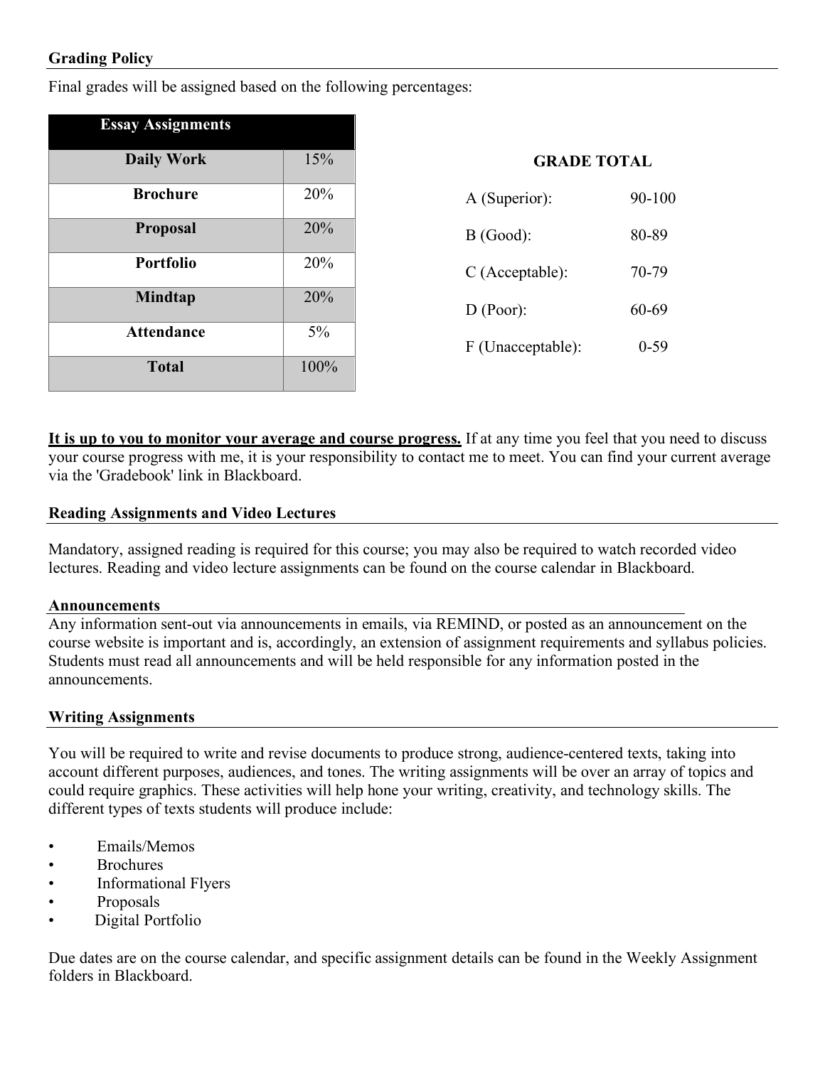## Grading Policy

Final grades will be assigned based on the following percentages:

| Essay Assignments | |
|---|---|
| **Daily Work** | 15% |
| **Brochure** | 20% |
| **Proposal** | 20% |
| **Portfolio** | 20% |
| **Mindtap** | 20% |
| **Attendance** | 5% |
| **Total** | 100% |

**GRADE TOTAL**

| | |
|---|---|
| A (Superior): | 90-100 |
| B (Good): | 80-89 |
| C (Acceptable): | 70-79 |
| D (Poor): | 60-69 |
| F (Unacceptable): | 0-59 |

**It is up to you to monitor your average and course progress.** If at any time you feel that you need to discuss your course progress with me, it is your responsibility to contact me to meet. You can find your current average via the 'Gradebook' link in Blackboard.

## Reading Assignments and Video Lectures

Mandatory, assigned reading is required for this course; you may also be required to watch recorded video lectures. Reading and video lecture assignments can be found on the course calendar in Blackboard.

## Announcements

Any information sent-out via announcements in emails, via REMIND, or posted as an announcement on the course website is important and is, accordingly, an extension of assignment requirements and syllabus policies. Students must read all announcements and will be held responsible for any information posted in the announcements.

## Writing Assignments

You will be required to write and revise documents to produce strong, audience-centered texts, taking into account different purposes, audiences, and tones. The writing assignments will be over an array of topics and could require graphics. These activities will help hone your writing, creativity, and technology skills. The different types of texts students will produce include:

- Emails/Memos
- Brochures
- Informational Flyers
- Proposals
- Digital Portfolio

Due dates are on the course calendar, and specific assignment details can be found in the Weekly Assignment folders in Blackboard.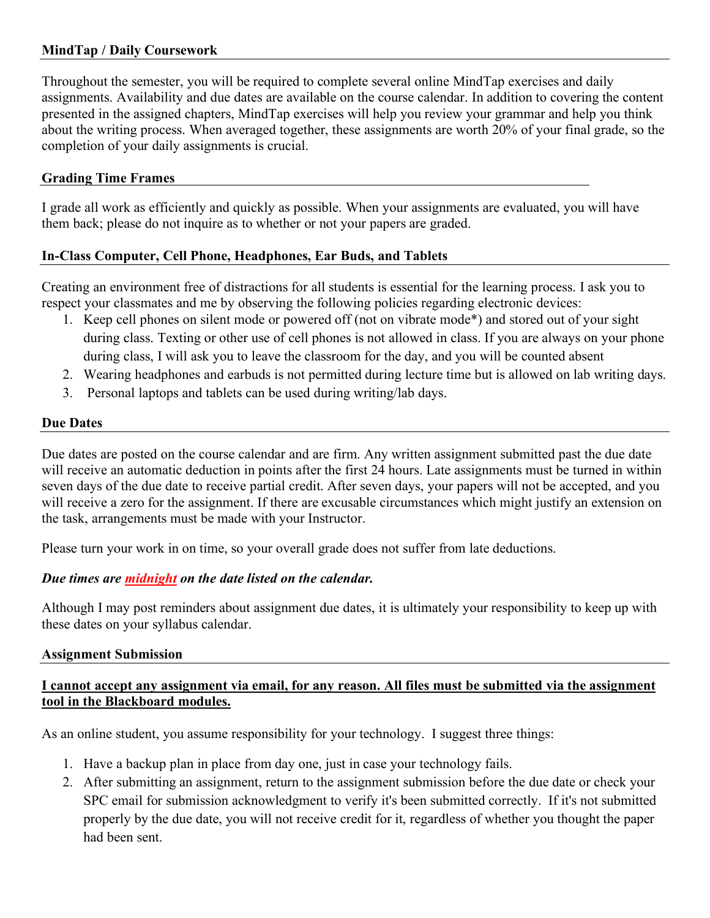### MindTap / Daily Coursework

Throughout the semester, you will be required to complete several online MindTap exercises and daily assignments. Availability and due dates are available on the course calendar. In addition to covering the content presented in the assigned chapters, MindTap exercises will help you review your grammar and help you think about the writing process. When averaged together, these assignments are worth 20% of your final grade, so the completion of your daily assignments is crucial.

### Grading Time Frames

I grade all work as efficiently and quickly as possible. When your assignments are evaluated, you will have them back; please do not inquire as to whether or not your papers are graded.

### In-Class Computer, Cell Phone, Headphones, Ear Buds, and Tablets

Creating an environment free of distractions for all students is essential for the learning process. I ask you to respect your classmates and me by observing the following policies regarding electronic devices:

1. Keep cell phones on silent mode or powered off (not on vibrate mode*) and stored out of your sight during class. Texting or other use of cell phones is not allowed in class. If you are always on your phone during class, I will ask you to leave the classroom for the day, and you will be counted absent
2. Wearing headphones and earbuds is not permitted during lecture time but is allowed on lab writing days.
3. Personal laptops and tablets can be used during writing/lab days.

### Due Dates

Due dates are posted on the course calendar and are firm. Any written assignment submitted past the due date will receive an automatic deduction in points after the first 24 hours. Late assignments must be turned in within seven days of the due date to receive partial credit. After seven days, your papers will not be accepted, and you will receive a zero for the assignment. If there are excusable circumstances which might justify an extension on the task, arrangements must be made with your Instructor.

Please turn your work in on time, so your overall grade does not suffer from late deductions.

***Due times are midnight on the date listed on the calendar.***

Although I may post reminders about assignment due dates, it is ultimately your responsibility to keep up with these dates on your syllabus calendar.

### Assignment Submission

**I cannot accept any assignment via email, for any reason. All files must be submitted via the assignment tool in the Blackboard modules.**

As an online student, you assume responsibility for your technology. I suggest three things:

1. Have a backup plan in place from day one, just in case your technology fails.
2. After submitting an assignment, return to the assignment submission before the due date or check your SPC email for submission acknowledgment to verify it's been submitted correctly. If it's not submitted properly by the due date, you will not receive credit for it, regardless of whether you thought the paper had been sent.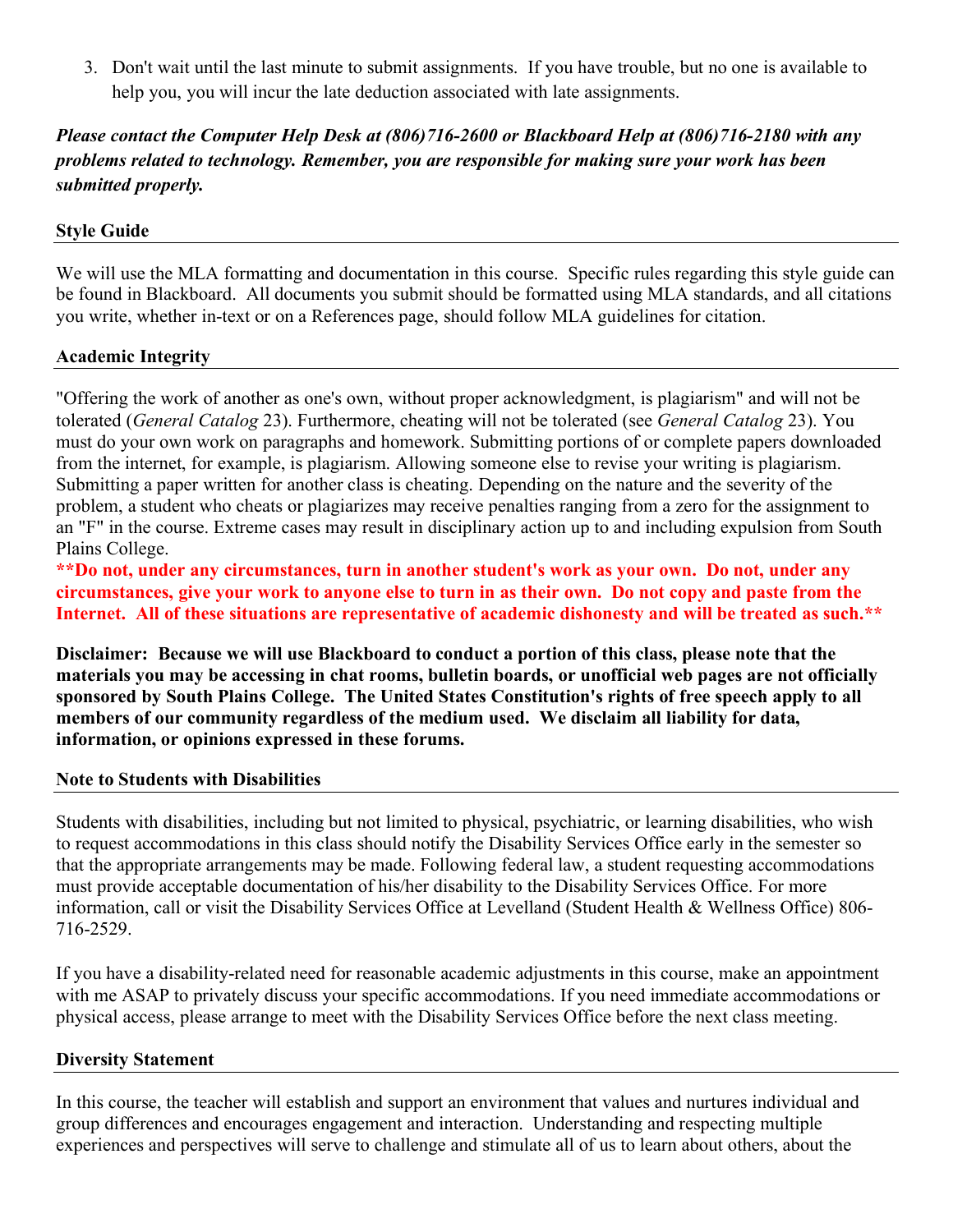3. Don't wait until the last minute to submit assignments. If you have trouble, but no one is available to help you, you will incur the late deduction associated with late assignments.

***Please contact the Computer Help Desk at (806)716-2600 or Blackboard Help at (806)716-2180 with any problems related to technology. Remember, you are responsible for making sure your work has been submitted properly.***

**Style Guide**

We will use the MLA formatting and documentation in this course. Specific rules regarding this style guide can be found in Blackboard. All documents you submit should be formatted using MLA standards, and all citations you write, whether in-text or on a References page, should follow MLA guidelines for citation.

**Academic Integrity**

"Offering the work of another as one's own, without proper acknowledgment, is plagiarism" and will not be tolerated (*General Catalog* 23). Furthermore, cheating will not be tolerated (see *General Catalog* 23). You must do your own work on paragraphs and homework. Submitting portions of or complete papers downloaded from the internet, for example, is plagiarism. Allowing someone else to revise your writing is plagiarism. Submitting a paper written for another class is cheating. Depending on the nature and the severity of the problem, a student who cheats or plagiarizes may receive penalties ranging from a zero for the assignment to an "F" in the course. Extreme cases may result in disciplinary action up to and including expulsion from South Plains College.

****Do not, under any circumstances, turn in another student's work as your own. Do not, under any circumstances, give your work to anyone else to turn in as their own. Do not copy and paste from the Internet. All of these situations are representative of academic dishonesty and will be treated as such.****

**Disclaimer: Because we will use Blackboard to conduct a portion of this class, please note that the materials you may be accessing in chat rooms, bulletin boards, or unofficial web pages are not officially sponsored by South Plains College. The United States Constitution's rights of free speech apply to all members of our community regardless of the medium used. We disclaim all liability for data, information, or opinions expressed in these forums.**

**Note to Students with Disabilities**

Students with disabilities, including but not limited to physical, psychiatric, or learning disabilities, who wish to request accommodations in this class should notify the Disability Services Office early in the semester so that the appropriate arrangements may be made. Following federal law, a student requesting accommodations must provide acceptable documentation of his/her disability to the Disability Services Office. For more information, call or visit the Disability Services Office at Levelland (Student Health & Wellness Office) 806-716-2529.

If you have a disability-related need for reasonable academic adjustments in this course, make an appointment with me ASAP to privately discuss your specific accommodations. If you need immediate accommodations or physical access, please arrange to meet with the Disability Services Office before the next class meeting.

**Diversity Statement**

In this course, the teacher will establish and support an environment that values and nurtures individual and group differences and encourages engagement and interaction. Understanding and respecting multiple experiences and perspectives will serve to challenge and stimulate all of us to learn about others, about the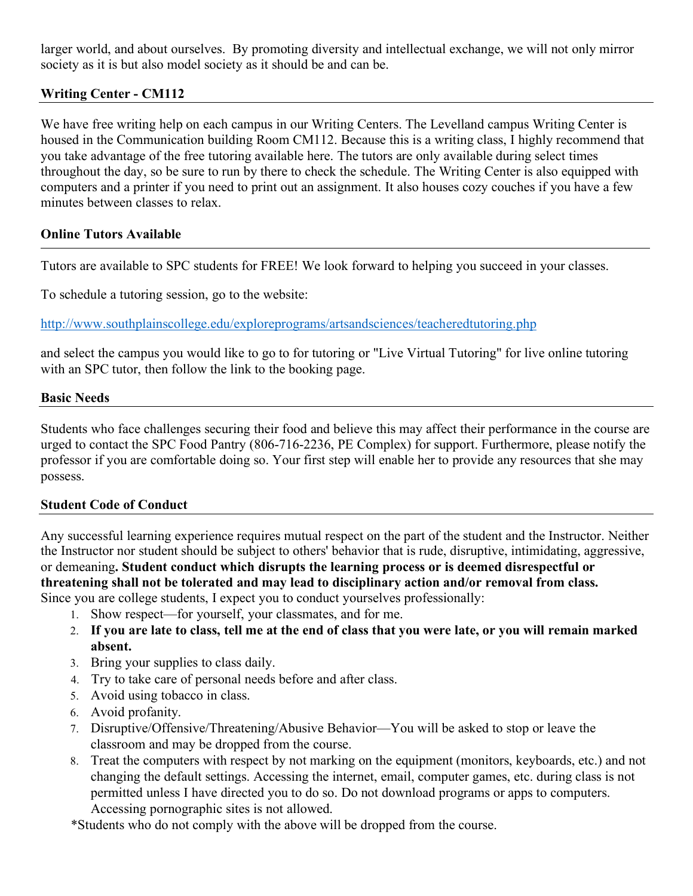larger world, and about ourselves. By promoting diversity and intellectual exchange, we will not only mirror society as it is but also model society as it should be and can be.

## Writing Center - CM112

We have free writing help on each campus in our Writing Centers. The Levelland campus Writing Center is housed in the Communication building Room CM112. Because this is a writing class, I highly recommend that you take advantage of the free tutoring available here. The tutors are only available during select times throughout the day, so be sure to run by there to check the schedule. The Writing Center is also equipped with computers and a printer if you need to print out an assignment. It also houses cozy couches if you have a few minutes between classes to relax.

## Online Tutors Available

Tutors are available to SPC students for FREE! We look forward to helping you succeed in your classes.

To schedule a tutoring session, go to the website:

http://www.southplainscollege.edu/exploreprograms/artsandsciences/teacheredtutoring.php

and select the campus you would like to go to for tutoring or "Live Virtual Tutoring" for live online tutoring with an SPC tutor, then follow the link to the booking page.

## Basic Needs

Students who face challenges securing their food and believe this may affect their performance in the course are urged to contact the SPC Food Pantry (806-716-2236, PE Complex) for support. Furthermore, please notify the professor if you are comfortable doing so. Your first step will enable her to provide any resources that she may possess.

## Student Code of Conduct

Any successful learning experience requires mutual respect on the part of the student and the Instructor. Neither the Instructor nor student should be subject to others' behavior that is rude, disruptive, intimidating, aggressive, or demeaning**. Student conduct which disrupts the learning process or is deemed disrespectful or threatening shall not be tolerated and may lead to disciplinary action and/or removal from class.**
Since you are college students, I expect you to conduct yourselves professionally:

1. Show respect—for yourself, your classmates, and for me.
2. **If you are late to class, tell me at the end of class that you were late, or you will remain marked absent.**
3. Bring your supplies to class daily.
4. Try to take care of personal needs before and after class.
5. Avoid using tobacco in class.
6. Avoid profanity.
7. Disruptive/Offensive/Threatening/Abusive Behavior—You will be asked to stop or leave the classroom and may be dropped from the course.
8. Treat the computers with respect by not marking on the equipment (monitors, keyboards, etc.) and not changing the default settings. Accessing the internet, email, computer games, etc. during class is not permitted unless I have directed you to do so. Do not download programs or apps to computers. Accessing pornographic sites is not allowed.

*Students who do not comply with the above will be dropped from the course.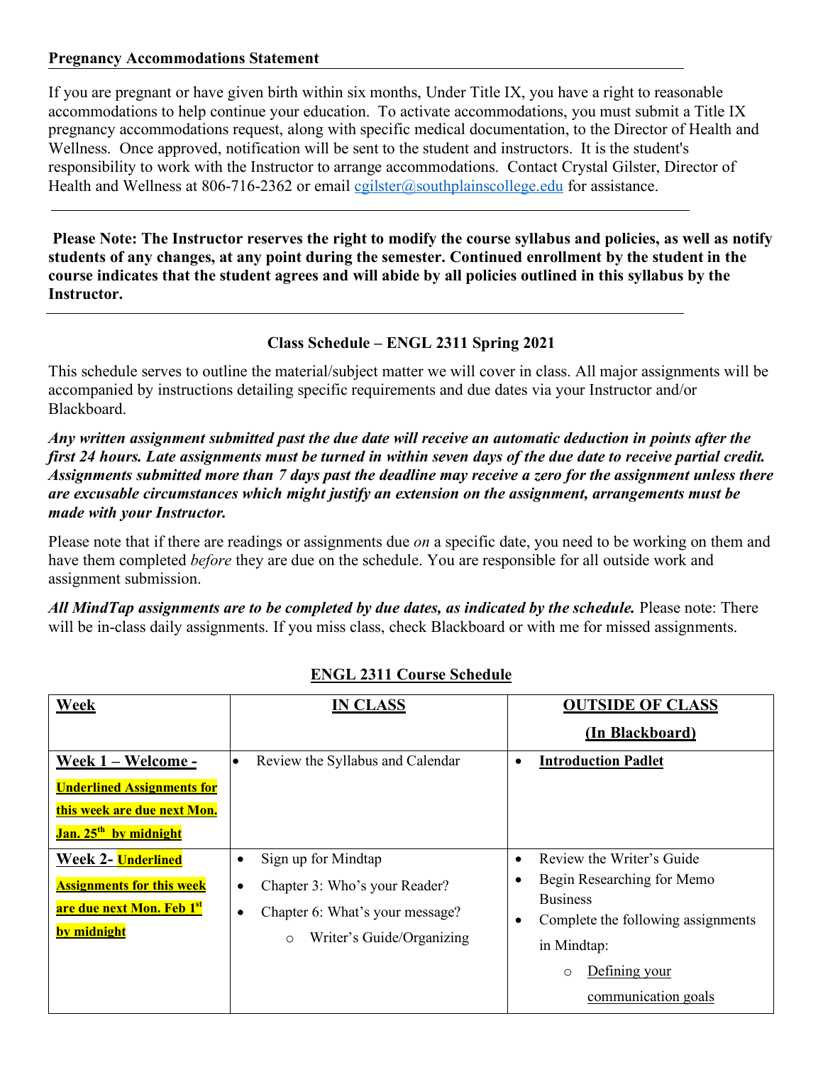**Pregnancy Accommodations Statement**

If you are pregnant or have given birth within six months, Under Title IX, you have a right to reasonable accommodations to help continue your education. To activate accommodations, you must submit a Title IX pregnancy accommodations request, along with specific medical documentation, to the Director of Health and Wellness. Once approved, notification will be sent to the student and instructors. It is the student's responsibility to work with the Instructor to arrange accommodations. Contact Crystal Gilster, Director of Health and Wellness at 806-716-2362 or email cgilster@southplainscollege.edu for assistance.

---

**Please Note: The Instructor reserves the right to modify the course syllabus and policies, as well as notify students of any changes, at any point during the semester. Continued enrollment by the student in the course indicates that the student agrees and will abide by all policies outlined in this syllabus by the Instructor.**

---

## Class Schedule – ENGL 2311 Spring 2021

This schedule serves to outline the material/subject matter we will cover in class. All major assignments will be accompanied by instructions detailing specific requirements and due dates via your Instructor and/or Blackboard.

***Any written assignment submitted past the due date will receive an automatic deduction in points after the first 24 hours. Late assignments must be turned in within seven days of the due date to receive partial credit. Assignments submitted more than 7 days past the deadline may receive a zero for the assignment unless there are excusable circumstances which might justify an extension on the assignment, arrangements must be made with your Instructor.***

Please note that if there are readings or assignments due *on* a specific date, you need to be working on them and have them completed *before* they are due on the schedule. You are responsible for all outside work and assignment submission.

***All MindTap assignments are to be completed by due dates, as indicated by the schedule.*** Please note: There will be in-class daily assignments. If you miss class, check Blackboard or with me for missed assignments.

### ENGL 2311 Course Schedule

| **Week** | **IN CLASS** | **OUTSIDE OF CLASS (In Blackboard)** |
|---|---|---|
| **Week 1 – Welcome -** **Underlined Assignments for this week are due next Mon. Jan. 25th by midnight** | • Review the Syllabus and Calendar | • **Introduction Padlet** |
| **Week 2- Underlined Assignments for this week are due next Mon. Feb 1st by midnight** | • Sign up for Mindtap<br>• Chapter 3: Who's your Reader?<br>• Chapter 6: What's your message?<br>&nbsp;&nbsp;&nbsp;&nbsp;○ Writer's Guide/Organizing | • Review the Writer's Guide<br>• Begin Researching for Memo Business<br>• Complete the following assignments in Mindtap:<br>&nbsp;&nbsp;&nbsp;&nbsp;○ Defining your communication goals |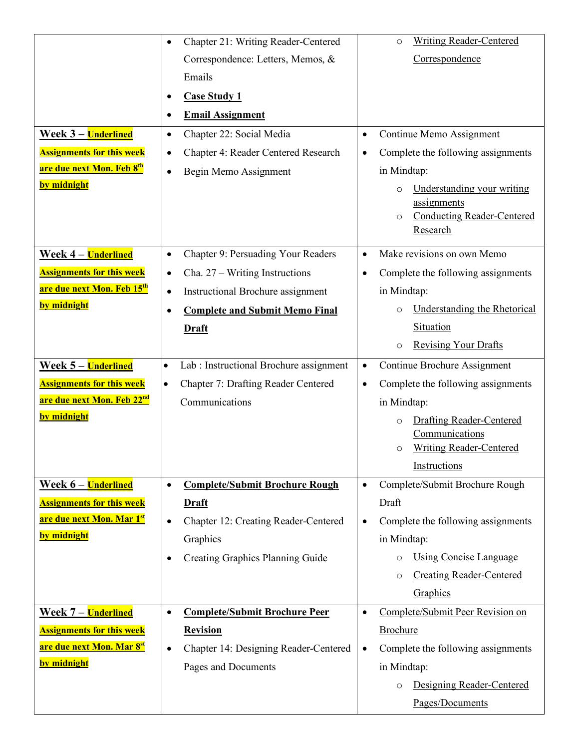| | | |
|---|---|---|
| | • Chapter 21: Writing Reader-Centered Correspondence: Letters, Memos, & Emails<br>• **Case Study 1**<br>• **Email Assignment** | ○ Writing Reader-Centered Correspondence |
| **Week 3 – Underlined Assignments for this week are due next Mon. Feb 8th by midnight** | • Chapter 22: Social Media<br>• Chapter 4: Reader Centered Research<br>• Begin Memo Assignment | • Continue Memo Assignment<br>• Complete the following assignments in Mindtap:<br>○ Understanding your writing assignments<br>○ Conducting Reader-Centered Research |
| **Week 4 – Underlined Assignments for this week are due next Mon. Feb 15th by midnight** | • Chapter 9: Persuading Your Readers<br>• Cha. 27 – Writing Instructions<br>• Instructional Brochure assignment<br>• **Complete and Submit Memo Final Draft** | • Make revisions on own Memo<br>• Complete the following assignments in Mindtap:<br>○ Understanding the Rhetorical Situation<br>○ Revising Your Drafts |
| **Week 5 – Underlined Assignments for this week are due next Mon. Feb 22nd by midnight** | • Lab : Instructional Brochure assignment<br>• Chapter 7: Drafting Reader Centered Communications | • Continue Brochure Assignment<br>• Complete the following assignments in Mindtap:<br>○ Drafting Reader-Centered Communications<br>○ Writing Reader-Centered Instructions |
| **Week 6 – Underlined Assignments for this week are due next Mon. Mar 1st by midnight** | • **Complete/Submit Brochure Rough Draft**<br>• Chapter 12: Creating Reader-Centered Graphics<br>• Creating Graphics Planning Guide | • Complete/Submit Brochure Rough Draft<br>• Complete the following assignments in Mindtap:<br>○ Using Concise Language<br>○ Creating Reader-Centered Graphics |
| **Week 7 – Underlined Assignments for this week are due next Mon. Mar 8st by midnight** | • **Complete/Submit Brochure Peer Revision**<br>• Chapter 14: Designing Reader-Centered Pages and Documents | • Complete/Submit Peer Revision on Brochure<br>• Complete the following assignments in Mindtap:<br>○ Designing Reader-Centered Pages/Documents |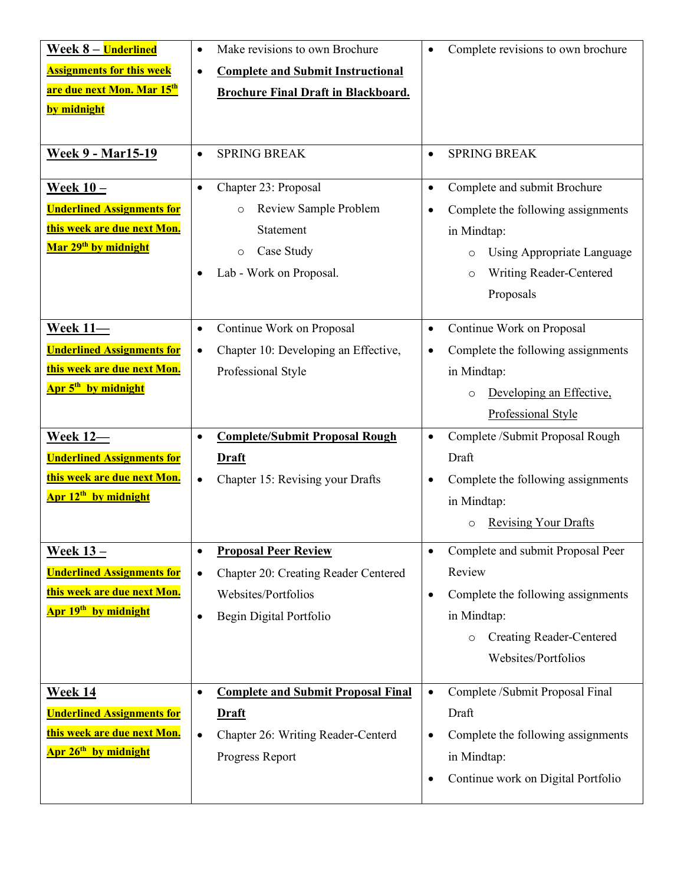| **Week 8 – Underlined Assignments for this week are due next Mon. Mar 15th by midnight** | • Make revisions to own Brochure<br>• **Complete and Submit Instructional Brochure Final Draft in Blackboard.** | • Complete revisions to own brochure |
|---|---|---|
| **Week 9 - Mar15-19** | • SPRING BREAK | • SPRING BREAK |
| **Week 10 – Underlined Assignments for this week are due next Mon. Mar 29th by midnight** | • Chapter 23: Proposal<br>  ○ Review Sample Problem Statement<br>  ○ Case Study<br>• Lab - Work on Proposal. | • Complete and submit Brochure<br>• Complete the following assignments in Mindtap:<br>  ○ Using Appropriate Language<br>  ○ Writing Reader-Centered Proposals |
| **Week 11— Underlined Assignments for this week are due next Mon. Apr 5th by midnight** | • Continue Work on Proposal<br>• Chapter 10: Developing an Effective, Professional Style | • Continue Work on Proposal<br>• Complete the following assignments in Mindtap:<br>  ○ Developing an Effective, Professional Style |
| **Week 12— Underlined Assignments for this week are due next Mon. Apr 12th by midnight** | • **Complete/Submit Proposal Rough Draft**<br>• Chapter 15: Revising your Drafts | • Complete /Submit Proposal Rough Draft<br>• Complete the following assignments in Mindtap:<br>  ○ Revising Your Drafts |
| **Week 13 – Underlined Assignments for this week are due next Mon. Apr 19th by midnight** | • **Proposal Peer Review**<br>• Chapter 20: Creating Reader Centered Websites/Portfolios<br>• Begin Digital Portfolio | • Complete and submit Proposal Peer Review<br>• Complete the following assignments in Mindtap:<br>  ○ Creating Reader-Centered Websites/Portfolios |
| **Week 14 Underlined Assignments for this week are due next Mon. Apr 26th by midnight** | • **Complete and Submit Proposal Final Draft**<br>• Chapter 26: Writing Reader-Centerd Progress Report | • Complete /Submit Proposal Final Draft<br>• Complete the following assignments in Mindtap:<br>• Continue work on Digital Portfolio |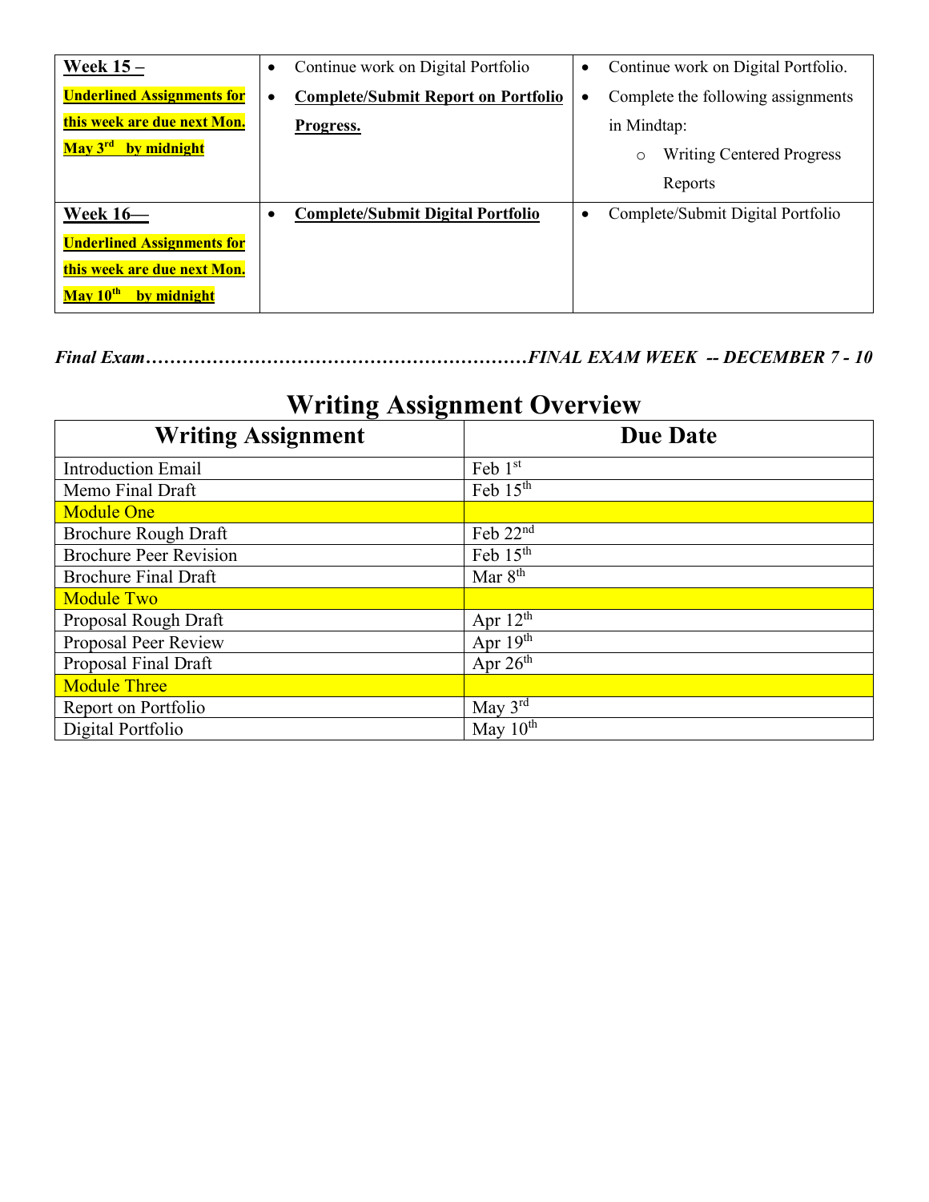| | | |
|---|---|---|
| **Week 15 –** **Underlined Assignments for this week are due next Mon. May 3rd by midnight** | • Continue work on Digital Portfolio<br>• **Complete/Submit Report on Portfolio Progress.** | • Continue work on Digital Portfolio.<br>• Complete the following assignments in Mindtap:<br>  ○ Writing Centered Progress Reports |
| **Week 16—** **Underlined Assignments for this week are due next Mon. May 10th by midnight** | • **Complete/Submit Digital Portfolio** | • Complete/Submit Digital Portfolio |

***Final Exam……………………………………………………FINAL EXAM WEEK -- DECEMBER 7 - 10***

# Writing Assignment Overview

| Writing Assignment | Due Date |
|---|---|
| Introduction Email | Feb 1st |
| Memo Final Draft | Feb 15th |
| Module One | |
| Brochure Rough Draft | Feb 22nd |
| Brochure Peer Revision | Feb 15th |
| Brochure Final Draft | Mar 8th |
| Module Two | |
| Proposal Rough Draft | Apr 12th |
| Proposal Peer Review | Apr 19th |
| Proposal Final Draft | Apr 26th |
| Module Three | |
| Report on Portfolio | May 3rd |
| Digital Portfolio | May 10th |